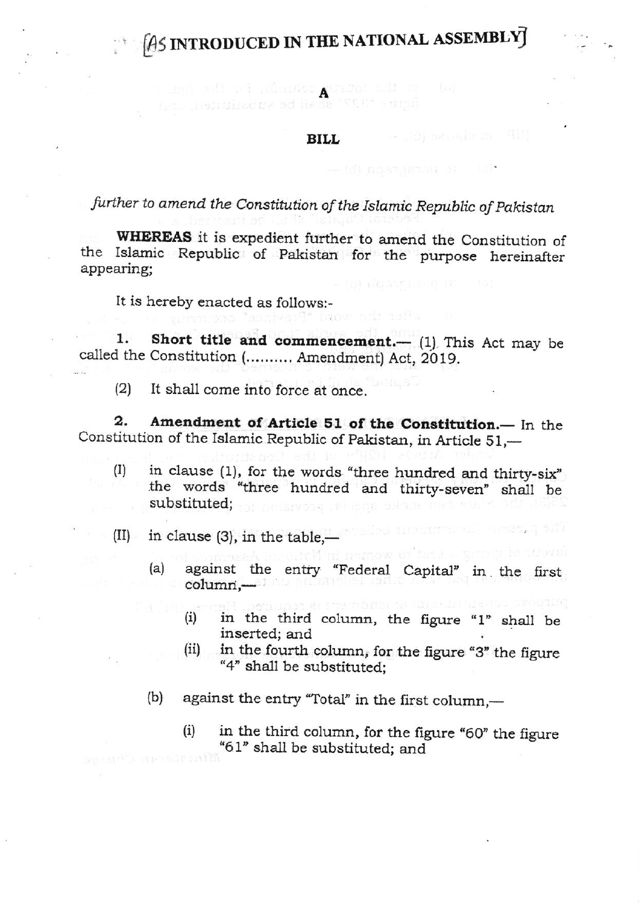[AS INTRODUCED IN THE NATIONAL ASSEMBLY]

# A

## BILL

*further to amend the Constitution of the Islamic Republic of Pakistan*

**WHEREAS** it is expedient further to amend the Constitution of the Islamic Republic of Pakistan for the purpose hereinafter appearing;

It is hereby enacted as follows:-

1. **Short title and commencement.**— (1) This Act may be called the Constitution (.......... Amendment) Act, 2019.

   (2) It shall come into force at once.

2. **Amendment of Article 51 of the Constitution.**— In the Constitution of the Islamic Republic of Pakistan, in Article 51,—

   (I) in clause (1), for the words "three hundred and thirty-six" the words "three hundred and thirty-seven" shall be substituted;

   (II) in clause (3), in the table,—

   (a) against the entry "Federal Capital" in the first column,—

   (i) in the third column, the figure "1" shall be inserted; and

   (ii) in the fourth column, for the figure "3" the figure "4" shall be substituted;

   (b) against the entry "Total" in the first column,—

   (i) in the third column, for the figure "60" the figure "61" shall be substituted; and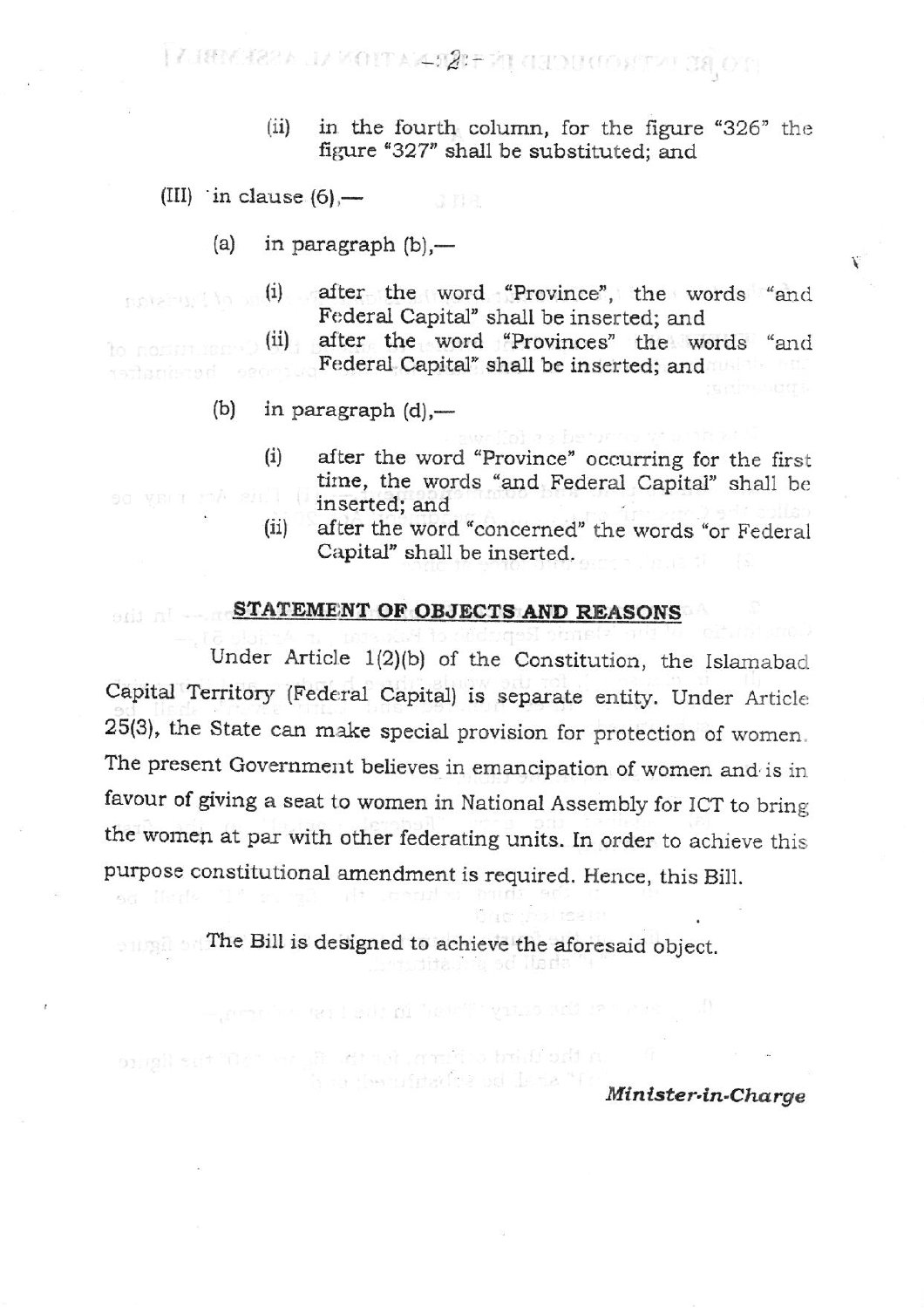(ii) in the fourth column, for the figure "326" the figure "327" shall be substituted; and

(III) in clause (6),—

(a) in paragraph (b),—

(i) after the word "Province", the words "and Federal Capital" shall be inserted; and

(ii) after the word "Provinces" the words "and Federal Capital" shall be inserted; and

(b) in paragraph (d),—

(i) after the word "Province" occurring for the first time, the words "and Federal Capital" shall be inserted; and

(ii) after the word "concerned" the words "or Federal Capital" shall be inserted.

## STATEMENT OF OBJECTS AND REASONS

Under Article 1(2)(b) of the Constitution, the Islamabad Capital Territory (Federal Capital) is separate entity. Under Article 25(3), the State can make special provision for protection of women. The present Government believes in emancipation of women and is in favour of giving a seat to women in National Assembly for ICT to bring the women at par with other federating units. In order to achieve this purpose constitutional amendment is required. Hence, this Bill.

The Bill is designed to achieve the aforesaid object.

***Minister-in-Charge***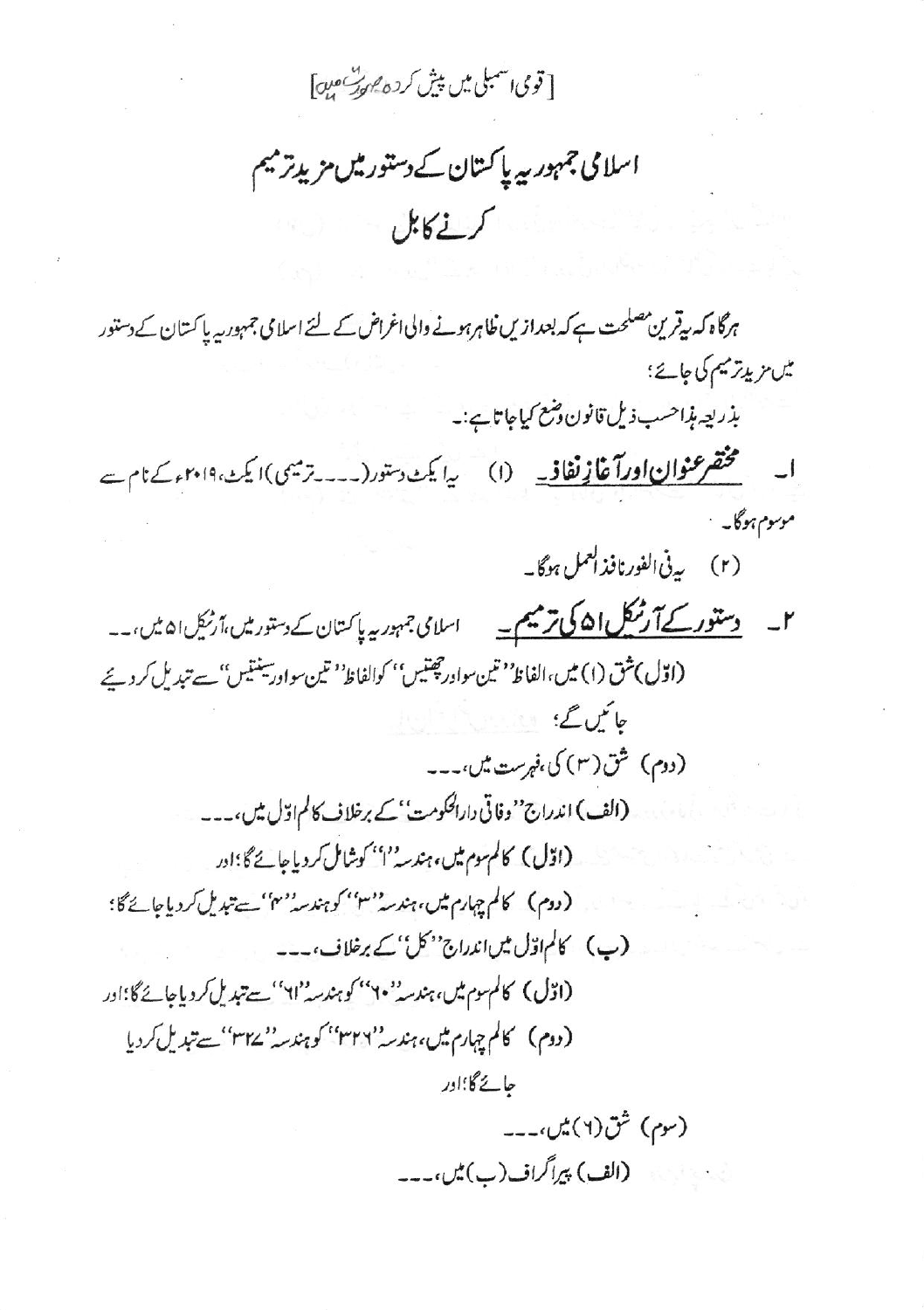[قومی اسمبلی میں پیش کردہ صورت میں]

# اسلامی جمہوریہ پاکستان کے دستور میں مزید ترمیم کرنے کا بل

ہرگاہ کہ یہ قرین مصلحت ہے کہ بعدازیں ظاہر ہونے والی اغراض کے لئے اسلامی جمہوریہ پاکستان کے دستور میں مزید ترمیم کی جائے؛

بذریعہ ہذا حسب ذیل قانون وضع کیا جاتا ہے:۔

۱۔ **مختصر عنوان اور آغاز نفاذ۔** (۱) یہ ایکٹ دستور (۔۔۔ترمیمی) ایکٹ، ۲۰۱۹ء کے نام سے موسوم ہوگا۔

(۲) یہ فی الفور نافذ العمل ہوگا۔

۲۔ **دستور کے آرٹیکل ۵۱ کی ترمیم۔** اسلامی جمہوریہ پاکستان کے دستور میں، آرٹیکل ۵۱ میں،۔۔۔

(اوّل) شق (۱) میں، الفاظ ''تین سو اور چھتیس'' کو الفاظ ''تین سو اور سینتیس'' سے تبدیل کر دیئے جائیں گے؛

(دوم) شق (۳) کی، فہرست میں،۔۔۔

(الف) اندراج ''وفاقی دارالحکومت'' کے برخلاف کالم اوّل میں،۔۔۔

(اوّل) کالم سوم میں، ہندسہ ''۱'' کو شامل کر دیا جائے گا؛ اور

(دوم) کالم چہارم میں، ہندسہ ''۳'' کو ہندسہ ''۴'' سے تبدیل کر دیا جائے گا؛

(ب) کالم اوّل میں اندراج ''کل'' کے برخلاف،۔۔۔

(اوّل) کالم سوم میں، ہندسہ ''۶۰'' کو ہندسہ ''۶۱'' سے تبدیل کر دیا جائے گا؛ اور

(دوم) کالم چہارم میں، ہندسہ ''۳۲۶'' کو ہندسہ ''۳۲۷'' سے تبدیل کر دیا جائے گا؛ اور

(سوم) شق (۶) میں،۔۔۔

(الف) پیراگراف (ب) میں،۔۔۔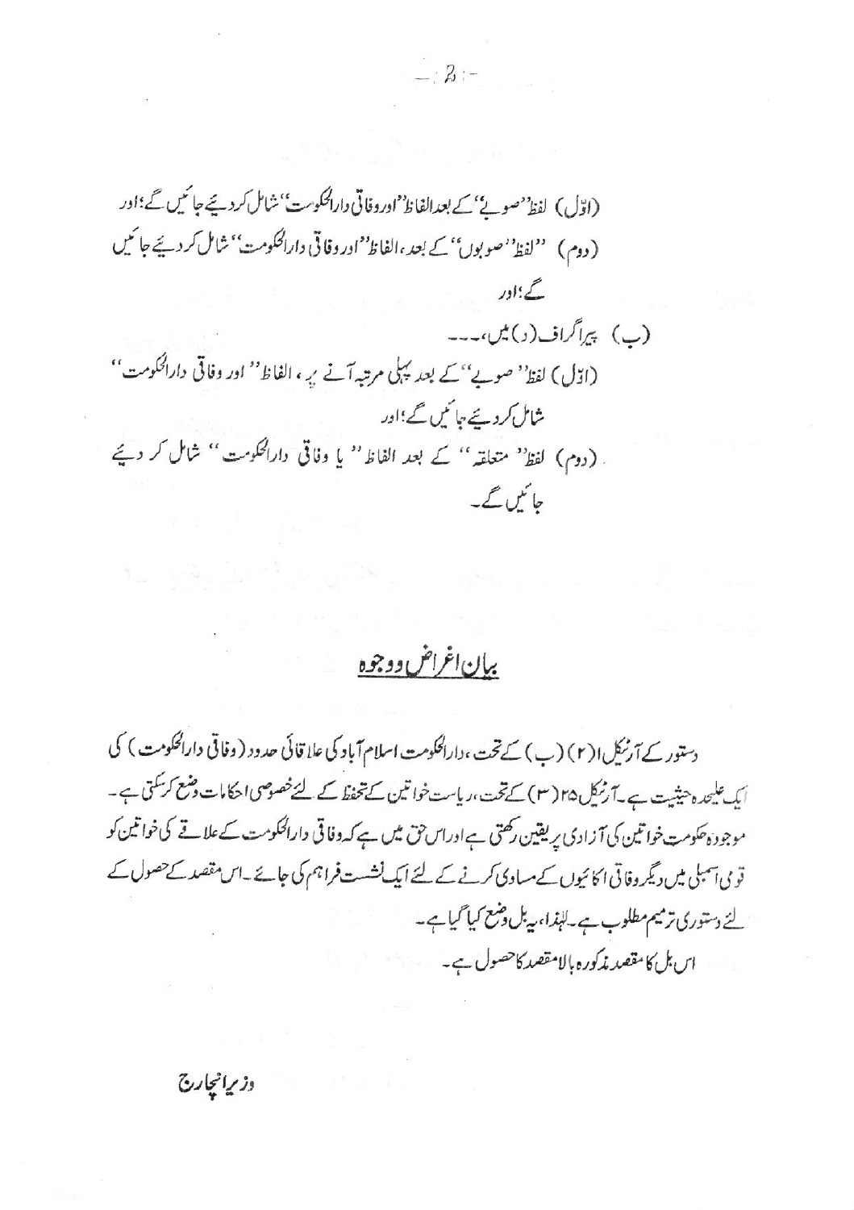(اوّل) لفظ ''صوبے'' کے بعد الفاظ ''اور وفاقی دارالحکومت'' شامل کر دیئے جائیں گے؛ اور

(دوم) ''لفظ ''صوبوں'' کے بعد، الفاظ ''اور وفاقی دارالحکومت'' شامل کر دیئے جائیں گے؛ اور

(ب) پیراگراف (د) میں،۔۔۔

(اوّل) لفظ ''صوبے'' کے بعد پہلی مرتبہ آنے پر، الفاظ '' اور وفاقی دارالحکومت'' شامل کر دیئے جائیں گے؛ اور

(دوم) لفظ '' متعلقہ'' کے بعد الفاظ '' یا وفاقی دارالحکومت'' شامل کر دیئے جائیں گے۔

## بیان اغراض و وجوہ

دستور کے آرٹیکل ۱(۲)(ب) کے تحت، دارالحکومت اسلام آباد کی علاقائی حدود (وفاقی دارالحکومت) کی ایک علیحدہ حیثیت ہے۔ آرٹیکل ۲۵(۳) کے تحت، ریاست خواتین کے تحفظ کے لئے خصوصی احکامات وضع کر سکتی ہے۔ موجودہ حکومت خواتین کی آزادی پر یقین رکھتی ہے اور اس حق میں ہے کہ وفاقی دارالحکومت کے علاقے کی خواتین کو قومی اسمبلی میں دیگر وفاقی اکائیوں کے مساوی کرنے کے لئے ایک نشست فراہم کی جائے۔ اس مقصد کے حصول کے لئے دستوری ترمیم مطلوب ہے۔ لہٰذا، یہ بل وضع کیا گیا ہے۔

اس بل کا مقصد مذکورہ بالا مقصد کا حصول ہے۔

وزیر انچارج